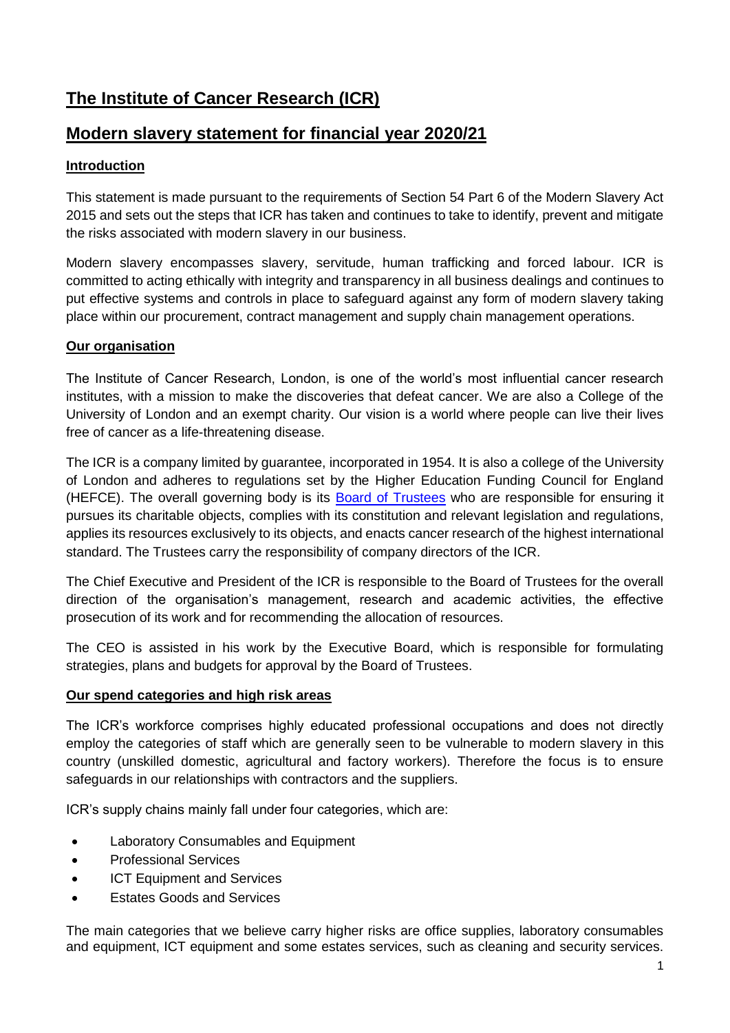# The Institute of Cancer Research (ICR)

# Modern slavery statement for financial year 2020/21

### Introduction

This statement is made pursuant to the requirements of Section 54 Part 6 of the Modern Slavery Act 2015 and sets out the steps that ICR has taken and continues to take to identify, prevent and mitigate the risks associated with modern slavery in our business.

Modern slavery encompasses slavery, servitude, human trafficking and forced labour. ICR is committed to acting ethically with integrity and transparency in all business dealings and continues to put effective systems and controls in place to safeguard against any form of modern slavery taking place within our procurement, contract management and supply chain management operations.

### Our organisation

The Institute of Cancer Research, London, is one of the world's most influential cancer research institutes, with a mission to make the discoveries that defeat cancer. We are also a College of the University of London and an exempt charity. Our vision is a world where people can live their lives free of cancer as a life-threatening disease.

The ICR is a company limited by guarantee, incorporated in 1954. It is also a college of the University of London and adheres to regulations set by the Higher Education Funding Council for England (HEFCE). The overall governing body is its Board of Trustees who are responsible for ensuring it pursues its charitable objects, complies with its constitution and relevant legislation and regulations, applies its resources exclusively to its objects, and enacts cancer research of the highest international standard. The Trustees carry the responsibility of company directors of the ICR.

The Chief Executive and President of the ICR is responsible to the Board of Trustees for the overall direction of the organisation's management, research and academic activities, the effective prosecution of its work and for recommending the allocation of resources.

The CEO is assisted in his work by the Executive Board, which is responsible for formulating strategies, plans and budgets for approval by the Board of Trustees.

### Our spend categories and high risk areas

The ICR's workforce comprises highly educated professional occupations and does not directly employ the categories of staff which are generally seen to be vulnerable to modern slavery in this country (unskilled domestic, agricultural and factory workers). Therefore the focus is to ensure safeguards in our relationships with contractors and the suppliers.

ICR's supply chains mainly fall under four categories, which are:

- Laboratory Consumables and Equipment
- Professional Services
- ICT Equipment and Services
- Estates Goods and Services

The main categories that we believe carry higher risks are office supplies, laboratory consumables and equipment, ICT equipment and some estates services, such as cleaning and security services.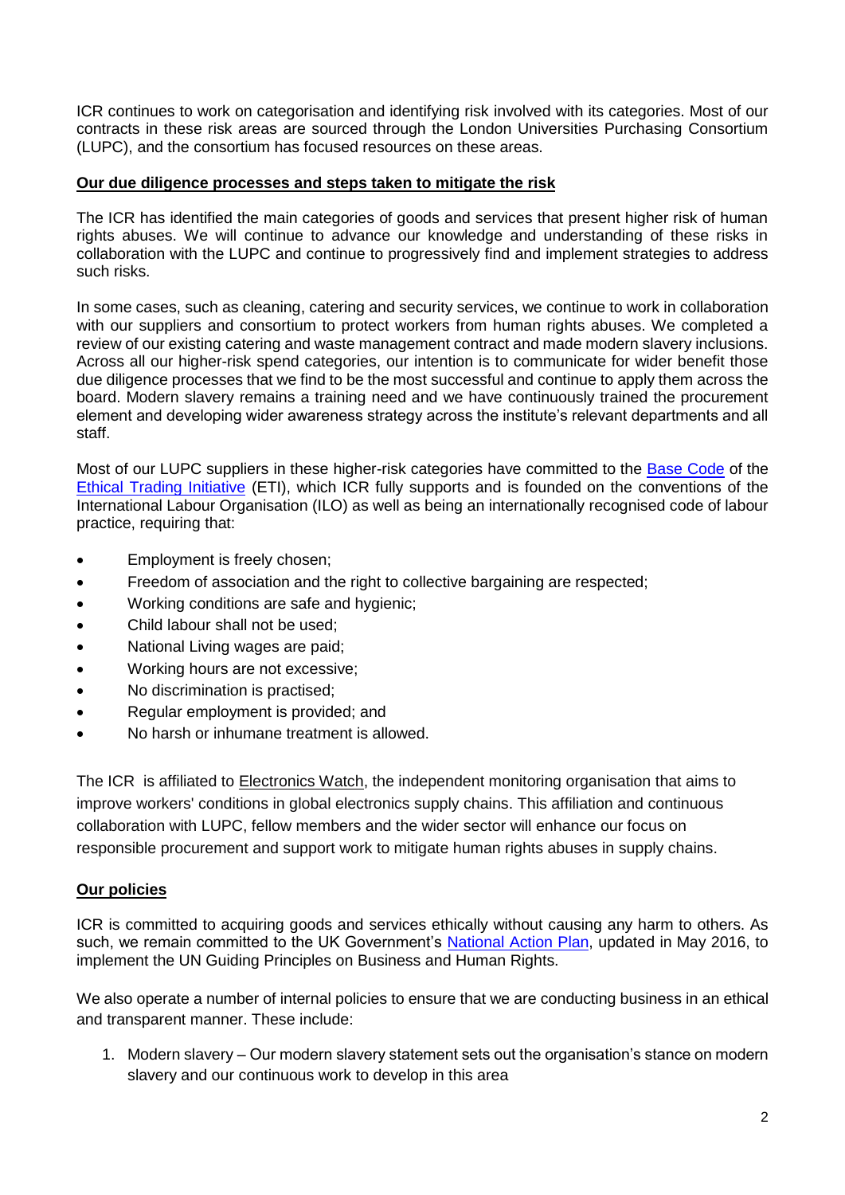ICR continues to work on categorisation and identifying risk involved with its categories. Most of our contracts in these risk areas are sourced through the London Universities Purchasing Consortium (LUPC), and the consortium has focused resources on these areas.

## Our due diligence processes and steps taken to mitigate the risk

The ICR has identified the main categories of goods and services that present higher risk of human rights abuses. We will continue to advance our knowledge and understanding of these risks in collaboration with the LUPC and continue to progressively find and implement strategies to address such risks.

In some cases, such as cleaning, catering and security services, we continue to work in collaboration with our suppliers and consortium to protect workers from human rights abuses. We completed a review of our existing catering and waste management contract and made modern slavery inclusions. Across all our higher-risk spend categories, our intention is to communicate for wider benefit those due diligence processes that we find to be the most successful and continue to apply them across the board. Modern slavery remains a training need and we have continuously trained the procurement element and developing wider awareness strategy across the institute's relevant departments and all staff.

Most of our LUPC suppliers in these higher-risk categories have committed to the Base Code of the Ethical Trading Initiative (ETI), which ICR fully supports and is founded on the conventions of the International Labour Organisation (ILO) as well as being an internationally recognised code of labour practice, requiring that:

- Employment is freely chosen;
- Freedom of association and the right to collective bargaining are respected;
- Working conditions are safe and hygienic;
- Child labour shall not be used;
- National Living wages are paid;
- Working hours are not excessive;
- No discrimination is practised;
- Regular employment is provided; and
- No harsh or inhumane treatment is allowed.

The ICR is affiliated to Electronics Watch, the independent monitoring organisation that aims to improve workers' conditions in global electronics supply chains. This affiliation and continuous collaboration with LUPC, fellow members and the wider sector will enhance our focus on responsible procurement and support work to mitigate human rights abuses in supply chains.

## Our policies

ICR is committed to acquiring goods and services ethically without causing any harm to others. As such, we remain committed to the UK Government's National Action Plan, updated in May 2016, to implement the UN Guiding Principles on Business and Human Rights.

We also operate a number of internal policies to ensure that we are conducting business in an ethical and transparent manner. These include:

1. Modern slavery – Our modern slavery statement sets out the organisation's stance on modern slavery and our continuous work to develop in this area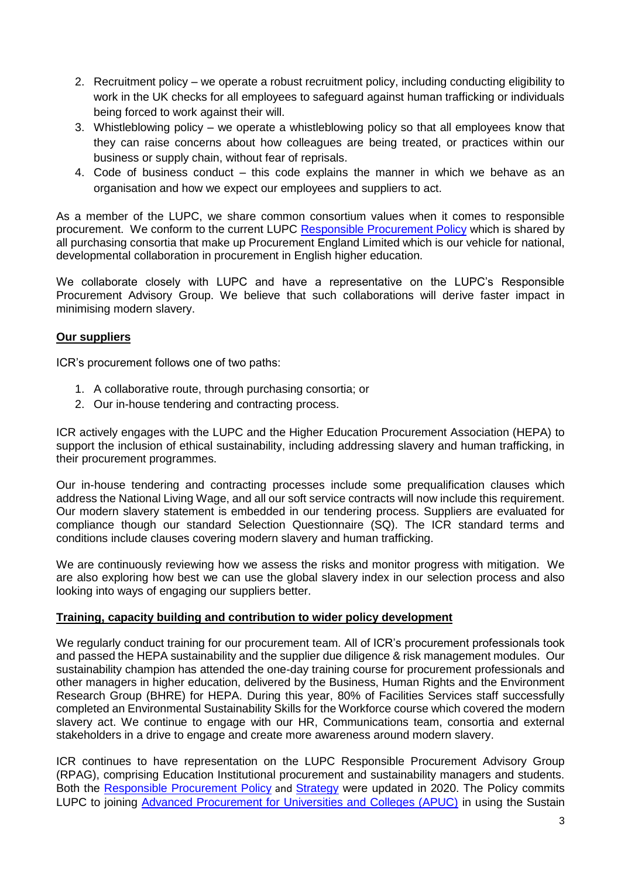2. Recruitment policy – we operate a robust recruitment policy, including conducting eligibility to work in the UK checks for all employees to safeguard against human trafficking or individuals being forced to work against their will.
3. Whistleblowing policy – we operate a whistleblowing policy so that all employees know that they can raise concerns about how colleagues are being treated, or practices within our business or supply chain, without fear of reprisals.
4. Code of business conduct – this code explains the manner in which we behave as an organisation and how we expect our employees and suppliers to act.

As a member of the LUPC, we share common consortium values when it comes to responsible procurement. We conform to the current LUPC Responsible Procurement Policy which is shared by all purchasing consortia that make up Procurement England Limited which is our vehicle for national, developmental collaboration in procurement in English higher education.

We collaborate closely with LUPC and have a representative on the LUPC's Responsible Procurement Advisory Group. We believe that such collaborations will derive faster impact in minimising modern slavery.

**Our suppliers**

ICR's procurement follows one of two paths:

1. A collaborative route, through purchasing consortia; or
2. Our in-house tendering and contracting process.

ICR actively engages with the LUPC and the Higher Education Procurement Association (HEPA) to support the inclusion of ethical sustainability, including addressing slavery and human trafficking, in their procurement programmes.

Our in-house tendering and contracting processes include some prequalification clauses which address the National Living Wage, and all our soft service contracts will now include this requirement. Our modern slavery statement is embedded in our tendering process. Suppliers are evaluated for compliance though our standard Selection Questionnaire (SQ). The ICR standard terms and conditions include clauses covering modern slavery and human trafficking.

We are continuously reviewing how we assess the risks and monitor progress with mitigation. We are also exploring how best we can use the global slavery index in our selection process and also looking into ways of engaging our suppliers better.

**Training, capacity building and contribution to wider policy development**

We regularly conduct training for our procurement team. All of ICR's procurement professionals took and passed the HEPA sustainability and the supplier due diligence & risk management modules. Our sustainability champion has attended the one-day training course for procurement professionals and other managers in higher education, delivered by the Business, Human Rights and the Environment Research Group (BHRE) for HEPA. During this year, 80% of Facilities Services staff successfully completed an Environmental Sustainability Skills for the Workforce course which covered the modern slavery act. We continue to engage with our HR, Communications team, consortia and external stakeholders in a drive to engage and create more awareness around modern slavery.

ICR continues to have representation on the LUPC Responsible Procurement Advisory Group (RPAG), comprising Education Institutional procurement and sustainability managers and students. Both the Responsible Procurement Policy and Strategy were updated in 2020. The Policy commits LUPC to joining Advanced Procurement for Universities and Colleges (APUC) in using the Sustain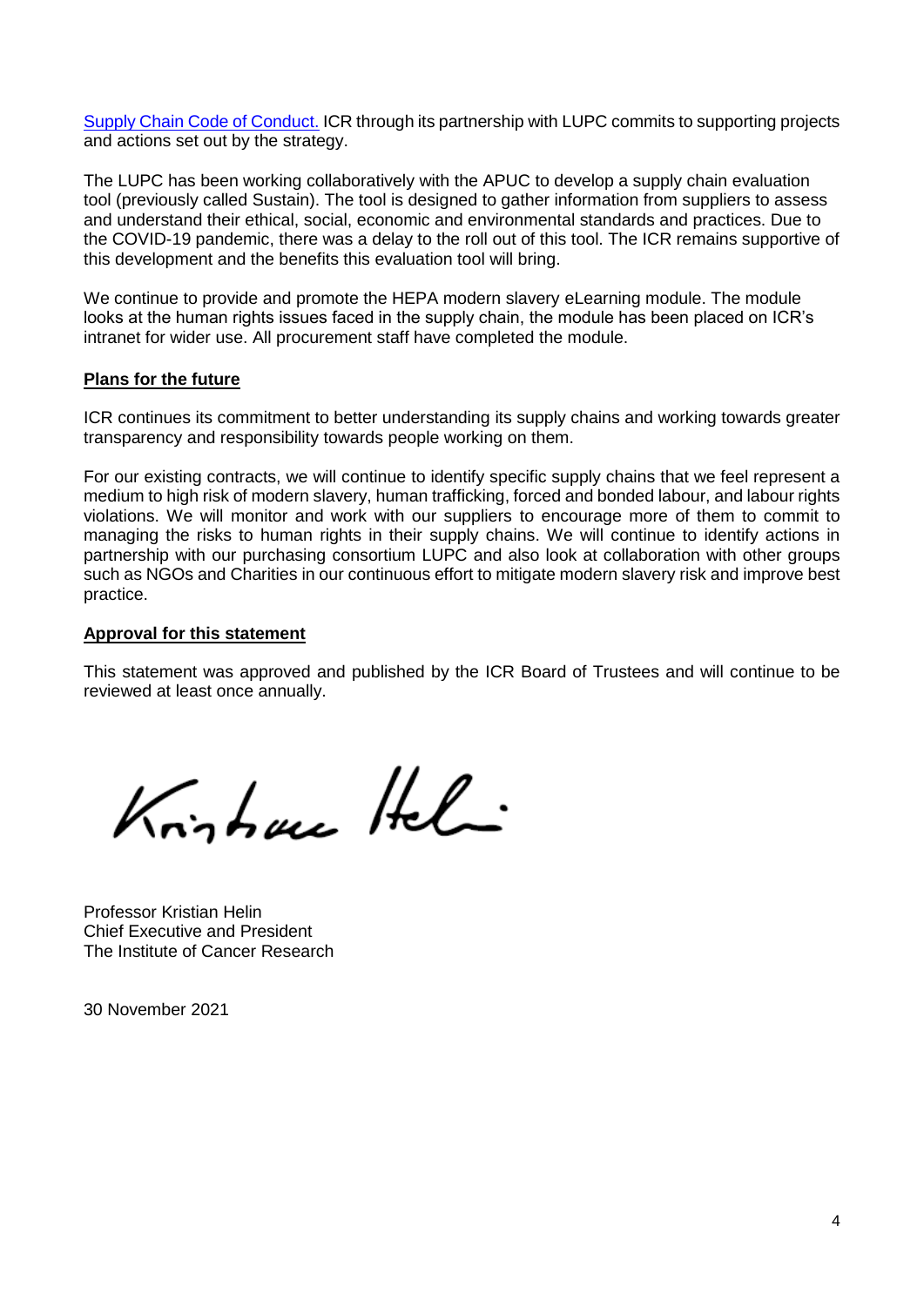[Supply Chain Code of Conduct.] ICR through its partnership with LUPC commits to supporting projects and actions set out by the strategy.

The LUPC has been working collaboratively with the APUC to develop a supply chain evaluation tool (previously called Sustain). The tool is designed to gather information from suppliers to assess and understand their ethical, social, economic and environmental standards and practices. Due to the COVID-19 pandemic, there was a delay to the roll out of this tool. The ICR remains supportive of this development and the benefits this evaluation tool will bring.

We continue to provide and promote the HEPA modern slavery eLearning module. The module looks at the human rights issues faced in the supply chain, the module has been placed on ICR's intranet for wider use. All procurement staff have completed the module.

**Plans for the future**

ICR continues its commitment to better understanding its supply chains and working towards greater transparency and responsibility towards people working on them.

For our existing contracts, we will continue to identify specific supply chains that we feel represent a medium to high risk of modern slavery, human trafficking, forced and bonded labour, and labour rights violations. We will monitor and work with our suppliers to encourage more of them to commit to managing the risks to human rights in their supply chains. We will continue to identify actions in partnership with our purchasing consortium LUPC and also look at collaboration with other groups such as NGOs and Charities in our continuous effort to mitigate modern slavery risk and improve best practice.

**Approval for this statement**

This statement was approved and published by the ICR Board of Trustees and will continue to be reviewed at least once annually.

Professor Kristian Helin
Chief Executive and President
The Institute of Cancer Research

30 November 2021